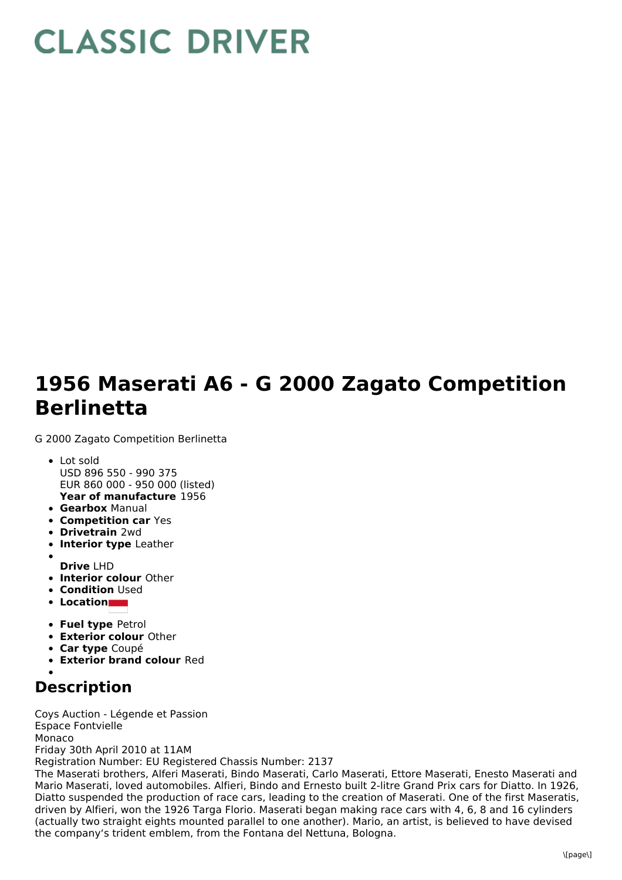# CLASSIC DRIVER

# 1956 Maserati A6 - G 2000 Zagato Competition Berlinetta

G 2000 Zagato Competition Berlinetta

- Lot sold
  USD 896 550 - 990 375
  EUR 860 000 - 950 000 (listed)
  **Year of manufacture** 1956
- **Gearbox** Manual
- **Competition car** Yes
- **Drivetrain** 2wd
- **Interior type** Leather
- 
  **Drive** LHD
- **Interior colour** Other
- **Condition** Used
- **Location**
- **Fuel type** Petrol
- **Exterior colour** Other
- **Car type** Coupé
- **Exterior brand colour** Red
- 

## Description

Coys Auction - Légende et Passion
Espace Fontvielle
Monaco
Friday 30th April 2010 at 11AM
Registration Number: EU Registered Chassis Number: 2137
The Maserati brothers, Alferi Maserati, Bindo Maserati, Carlo Maserati, Ettore Maserati, Enesto Maserati and Mario Maserati, loved automobiles. Alfieri, Bindo and Ernesto built 2-litre Grand Prix cars for Diatto. In 1926, Diatto suspended the production of race cars, leading to the creation of Maserati. One of the first Maseratis, driven by Alfieri, won the 1926 Targa Florio. Maserati began making race cars with 4, 6, 8 and 16 cylinders (actually two straight eights mounted parallel to one another). Mario, an artist, is believed to have devised the company's trident emblem, from the Fontana del Nettuna, Bologna.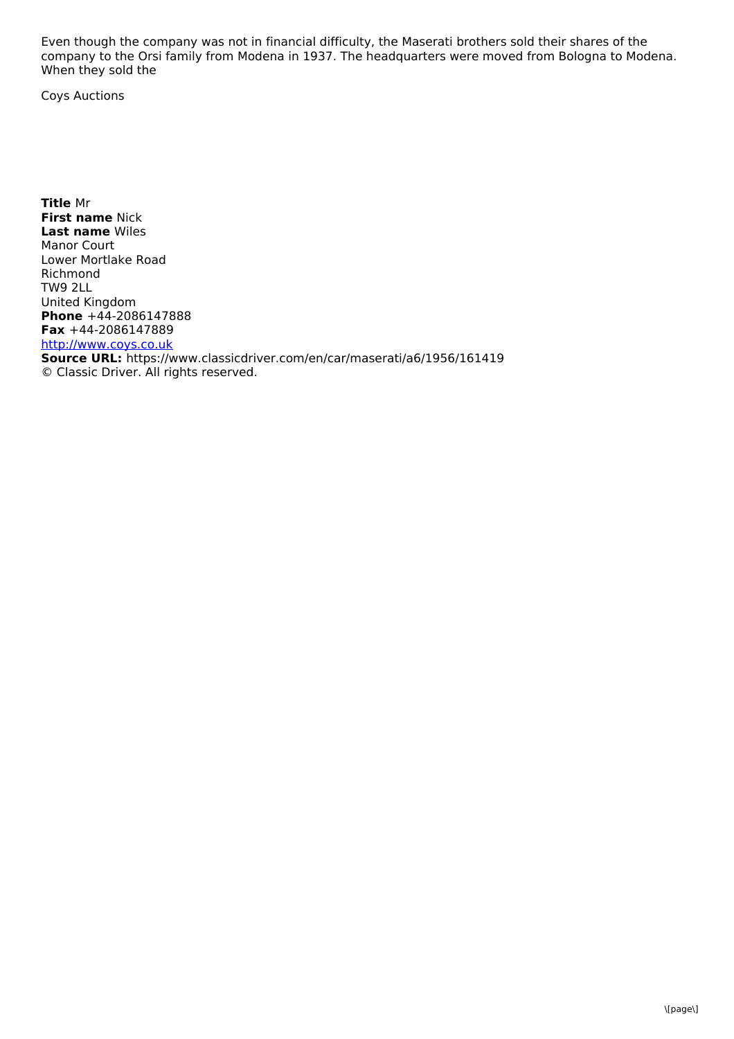Even though the company was not in financial difficulty, the Maserati brothers sold their shares of the company to the Orsi family from Modena in 1937. The headquarters were moved from Bologna to Modena. When they sold the

Coys Auctions

**Title** Mr
**First name** Nick
**Last name** Wiles
Manor Court
Lower Mortlake Road
Richmond
TW9 2LL
United Kingdom
**Phone** +44-2086147888
**Fax** +44-2086147889
[http://www.coys.co.uk](http://www.coys.co.uk)
**Source URL:** https://www.classicdriver.com/en/car/maserati/a6/1956/161419
© Classic Driver. All rights reserved.